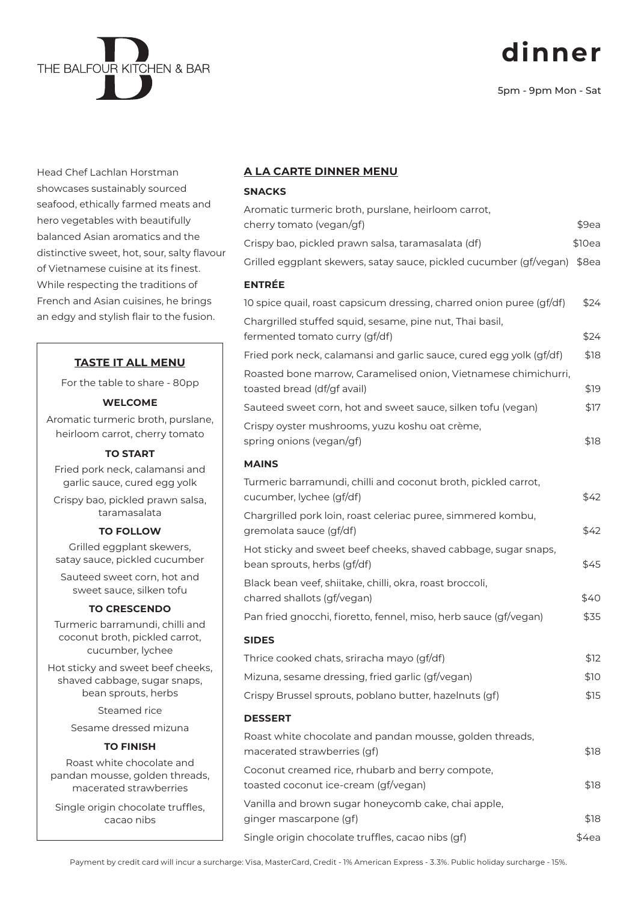THE BALFOUR KITCHEN & BAR

# dinner

5pm - 9pm Mon - Sat

Head Chef Lachlan Horstman showcases sustainably sourced seafood, ethically farmed meats and hero vegetables with beautifully balanced Asian aromatics and the distinctive sweet, hot, sour, salty flavour of Vietnamese cuisine at its finest. While respecting the traditions of French and Asian cuisines, he brings an edgy and stylish flair to the fusion.

## TASTE IT ALL MENU

For the table to share - 80pp

**WELCOME**

Aromatic turmeric broth, purslane, heirloom carrot, cherry tomato

**TO START**

Fried pork neck, calamansi and garlic sauce, cured egg yolk

Crispy bao, pickled prawn salsa, taramasalata

**TO FOLLOW**

Grilled eggplant skewers, satay sauce, pickled cucumber

Sauteed sweet corn, hot and sweet sauce, silken tofu

**TO CRESCENDO**

Turmeric barramundi, chilli and coconut broth, pickled carrot, cucumber, lychee

Hot sticky and sweet beef cheeks, shaved cabbage, sugar snaps, bean sprouts, herbs

Steamed rice

Sesame dressed mizuna

**TO FINISH**

Roast white chocolate and pandan mousse, golden threads, macerated strawberries

Single origin chocolate truffles, cacao nibs

## A LA CARTE DINNER MENU

### SNACKS

| Item | Price |
|---|---|
| Aromatic turmeric broth, purslane, heirloom carrot, cherry tomato (vegan/gf) | $9ea |
| Crispy bao, pickled prawn salsa, taramasalata (df) | $10ea |
| Grilled eggplant skewers, satay sauce, pickled cucumber (gf/vegan) | $8ea |

### ENTRÉE

| Item | Price |
|---|---|
| 10 spice quail, roast capsicum dressing, charred onion puree (gf/df) | $24 |
| Chargrilled stuffed squid, sesame, pine nut, Thai basil, fermented tomato curry (gf/df) | $24 |
| Fried pork neck, calamansi and garlic sauce, cured egg yolk (gf/df) | $18 |
| Roasted bone marrow, Caramelised onion, Vietnamese chimichurri, toasted bread (df/gf avail) | $19 |
| Sauteed sweet corn, hot and sweet sauce, silken tofu (vegan) | $17 |
| Crispy oyster mushrooms, yuzu koshu oat crème, spring onions (vegan/gf) | $18 |

### MAINS

| Item | Price |
|---|---|
| Turmeric barramundi, chilli and coconut broth, pickled carrot, cucumber, lychee (gf/df) | $42 |
| Chargrilled pork loin, roast celeriac puree, simmered kombu, gremolata sauce (gf/df) | $42 |
| Hot sticky and sweet beef cheeks, shaved cabbage, sugar snaps, bean sprouts, herbs (gf/df) | $45 |
| Black bean veef, shiitake, chilli, okra, roast broccoli, charred shallots (gf/vegan) | $40 |
| Pan fried gnocchi, fioretto, fennel, miso, herb sauce (gf/vegan) | $35 |

### SIDES

| Item | Price |
|---|---|
| Thrice cooked chats, sriracha mayo (gf/df) | $12 |
| Mizuna, sesame dressing, fried garlic (gf/vegan) | $10 |
| Crispy Brussel sprouts, poblano butter, hazelnuts (gf) | $15 |

### DESSERT

| Item | Price |
|---|---|
| Roast white chocolate and pandan mousse, golden threads, macerated strawberries (gf) | $18 |
| Coconut creamed rice, rhubarb and berry compote, toasted coconut ice-cream (gf/vegan) | $18 |
| Vanilla and brown sugar honeycomb cake, chai apple, ginger mascarpone (gf) | $18 |
| Single origin chocolate truffles, cacao nibs (gf) | $4ea |

Payment by credit card will incur a surcharge: Visa, MasterCard, Credit - 1% American Express - 3.3%. Public holiday surcharge - 15%.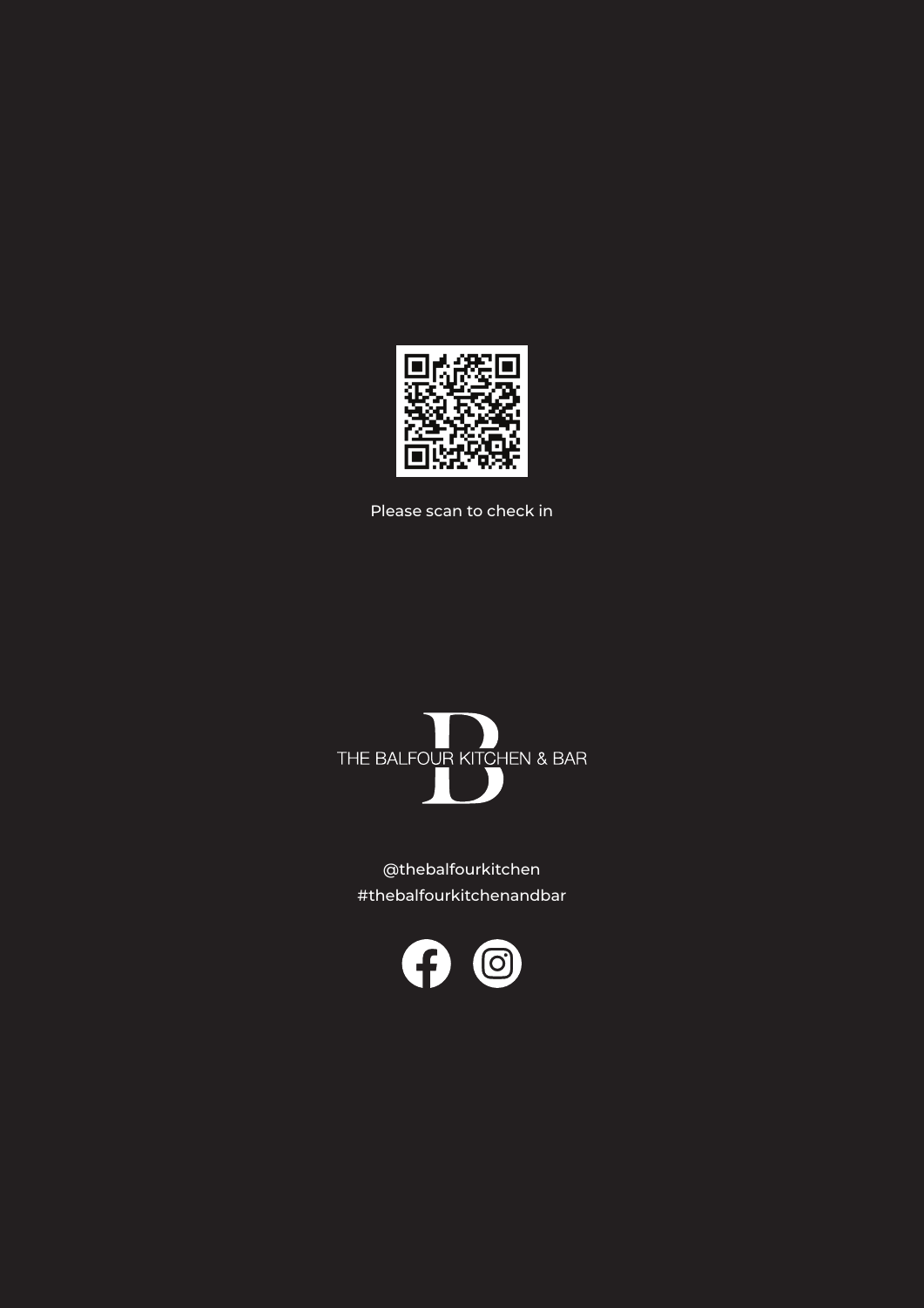Please scan to check in

THE BALFOUR KITCHEN & BAR

@thebalfourkitchen
#thebalfourkitchenandbar